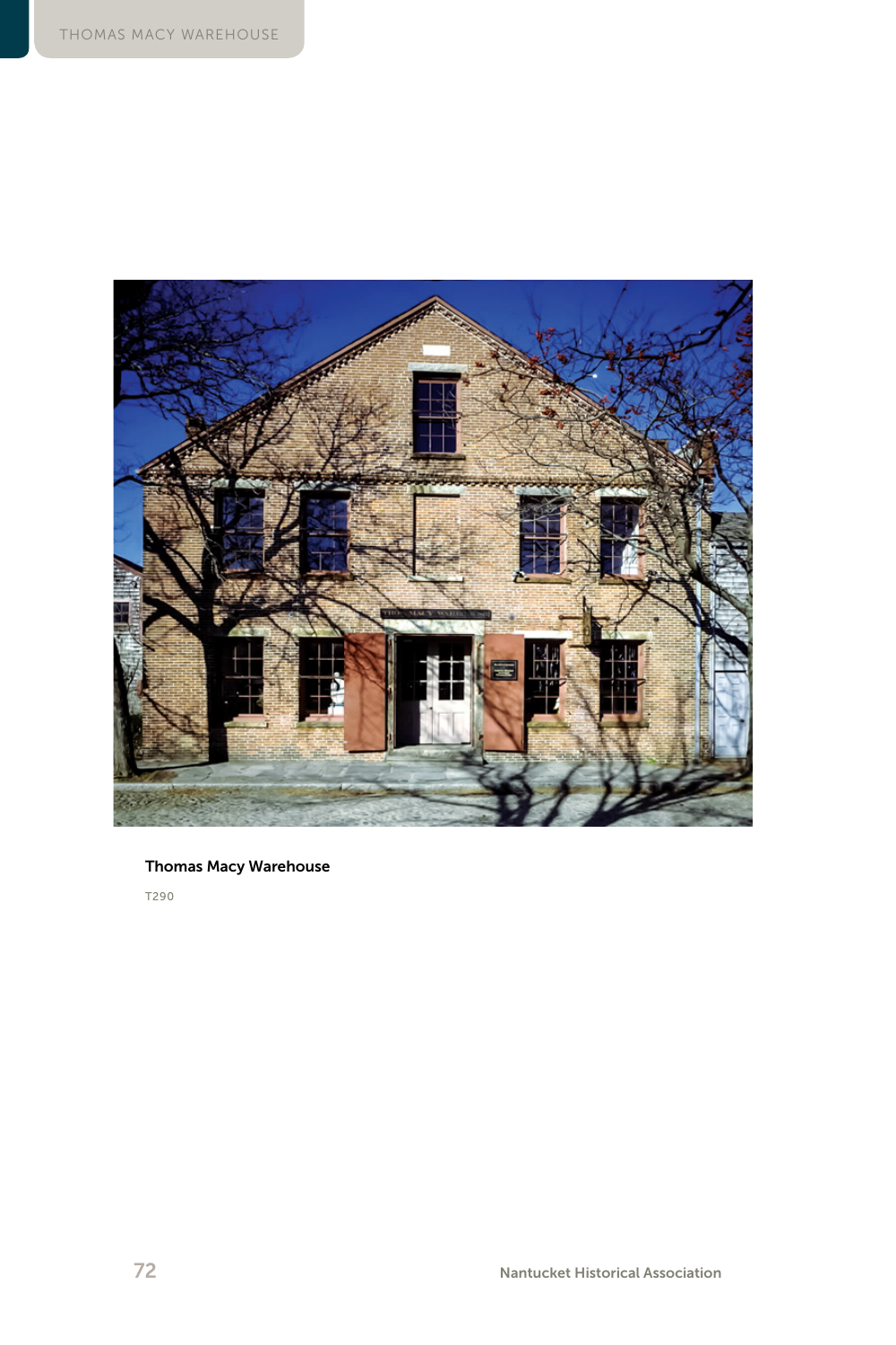**Thomas Macy Warehouse**

T290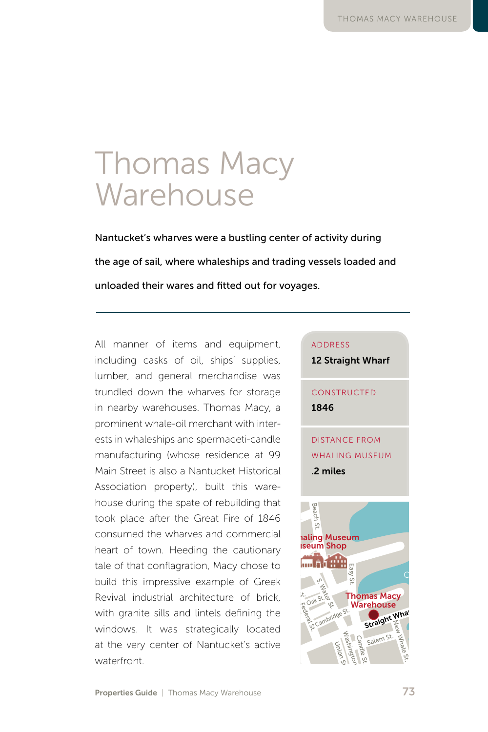# Thomas Macy Warehouse

**Nantucket's wharves were a bustling center of activity during the age of sail, where whaleships and trading vessels loaded and unloaded their wares and fitted out for voyages.**

All manner of items and equipment, including casks of oil, ships' supplies, lumber, and general merchandise was trundled down the wharves for storage in nearby warehouses. Thomas Macy, a prominent whale-oil merchant with interests in whaleships and spermaceti-candle manufacturing (whose residence at 99 Main Street is also a Nantucket Historical Association property), built this warehouse during the spate of rebuilding that took place after the Great Fire of 1846 consumed the wharves and commercial heart of town. Heeding the cautionary tale of that conflagration, Macy chose to build this impressive example of Greek Revival industrial architecture of brick, with granite sills and lintels defining the windows. It was strategically located at the very center of Nantucket's active waterfront.

ADDRESS
**12 Straight Wharf**

CONSTRUCTED
**1846**

DISTANCE FROM WHALING MUSEUM
**.2 miles**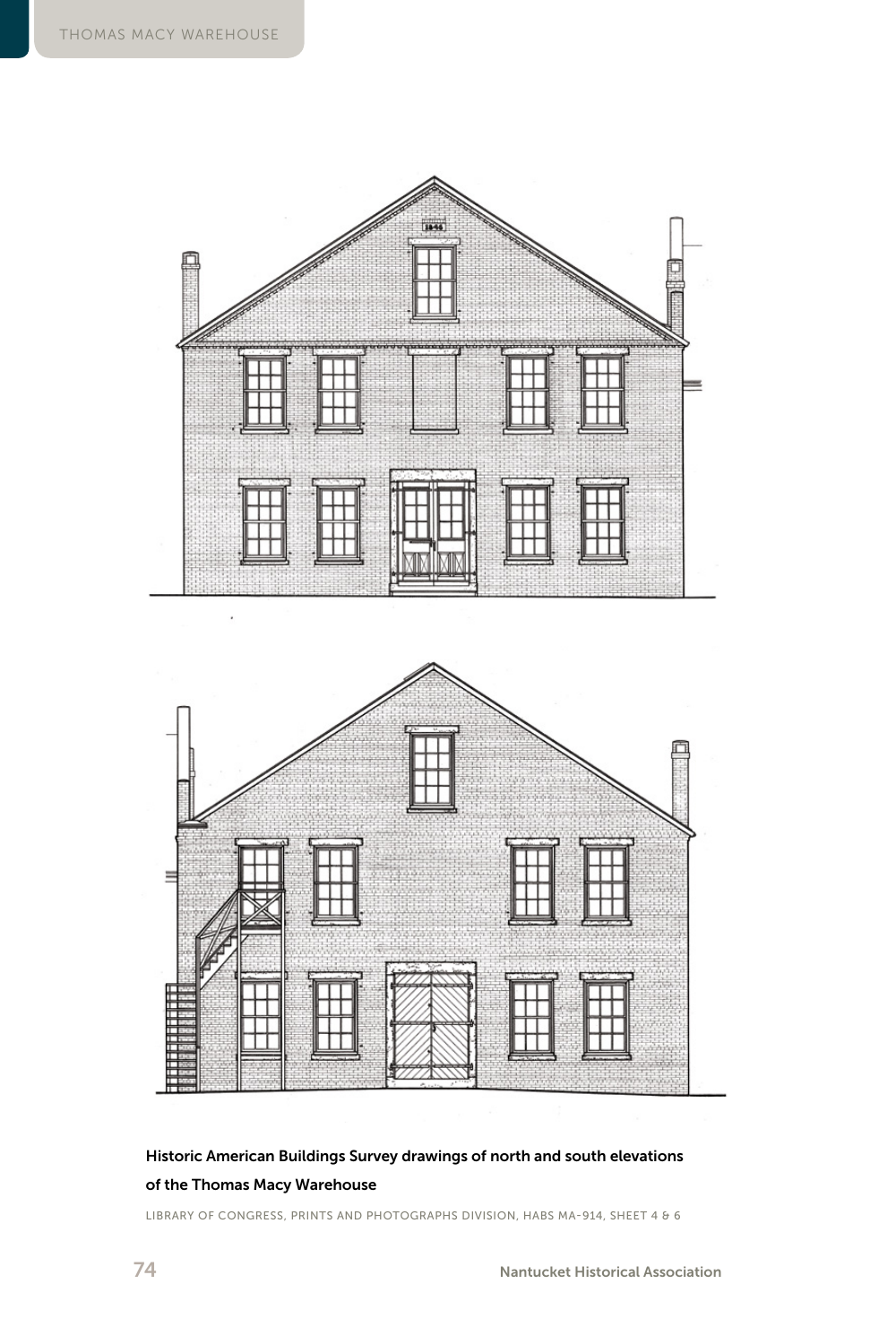Historic American Buildings Survey drawings of north and south elevations of the Thomas Macy Warehouse

LIBRARY OF CONGRESS, PRINTS AND PHOTOGRAPHS DIVISION, HABS MA-914, SHEET 4 & 6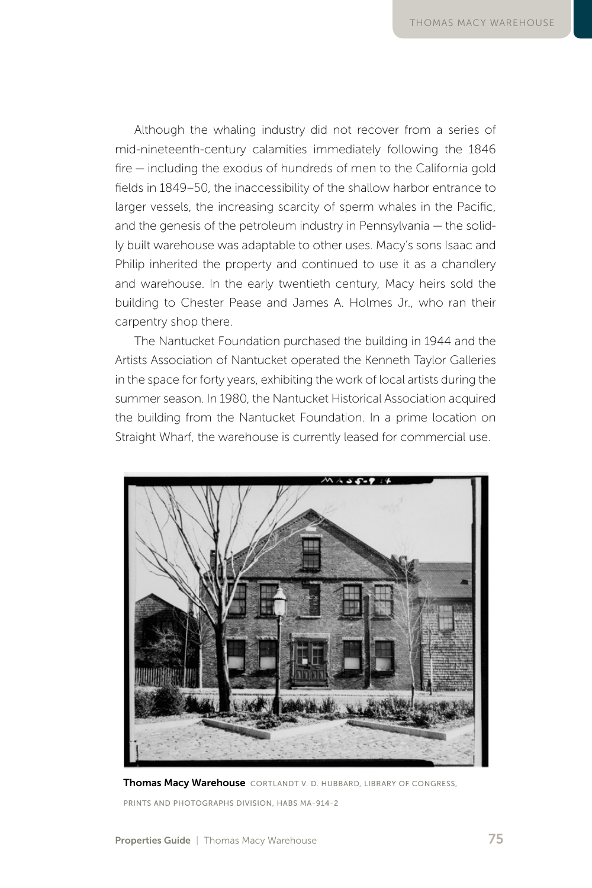Although the whaling industry did not recover from a series of mid-nineteenth-century calamities immediately following the 1846 fire — including the exodus of hundreds of men to the California gold fields in 1849–50, the inaccessibility of the shallow harbor entrance to larger vessels, the increasing scarcity of sperm whales in the Pacific, and the genesis of the petroleum industry in Pennsylvania — the solidly built warehouse was adaptable to other uses. Macy's sons Isaac and Philip inherited the property and continued to use it as a chandlery and warehouse. In the early twentieth century, Macy heirs sold the building to Chester Pease and James A. Holmes Jr., who ran their carpentry shop there.

The Nantucket Foundation purchased the building in 1944 and the Artists Association of Nantucket operated the Kenneth Taylor Galleries in the space for forty years, exhibiting the work of local artists during the summer season. In 1980, the Nantucket Historical Association acquired the building from the Nantucket Foundation. In a prime location on Straight Wharf, the warehouse is currently leased for commercial use.

**Thomas Macy Warehouse** CORTLANDT V. D. HUBBARD, LIBRARY OF CONGRESS, PRINTS AND PHOTOGRAPHS DIVISION, HABS MA-914-2